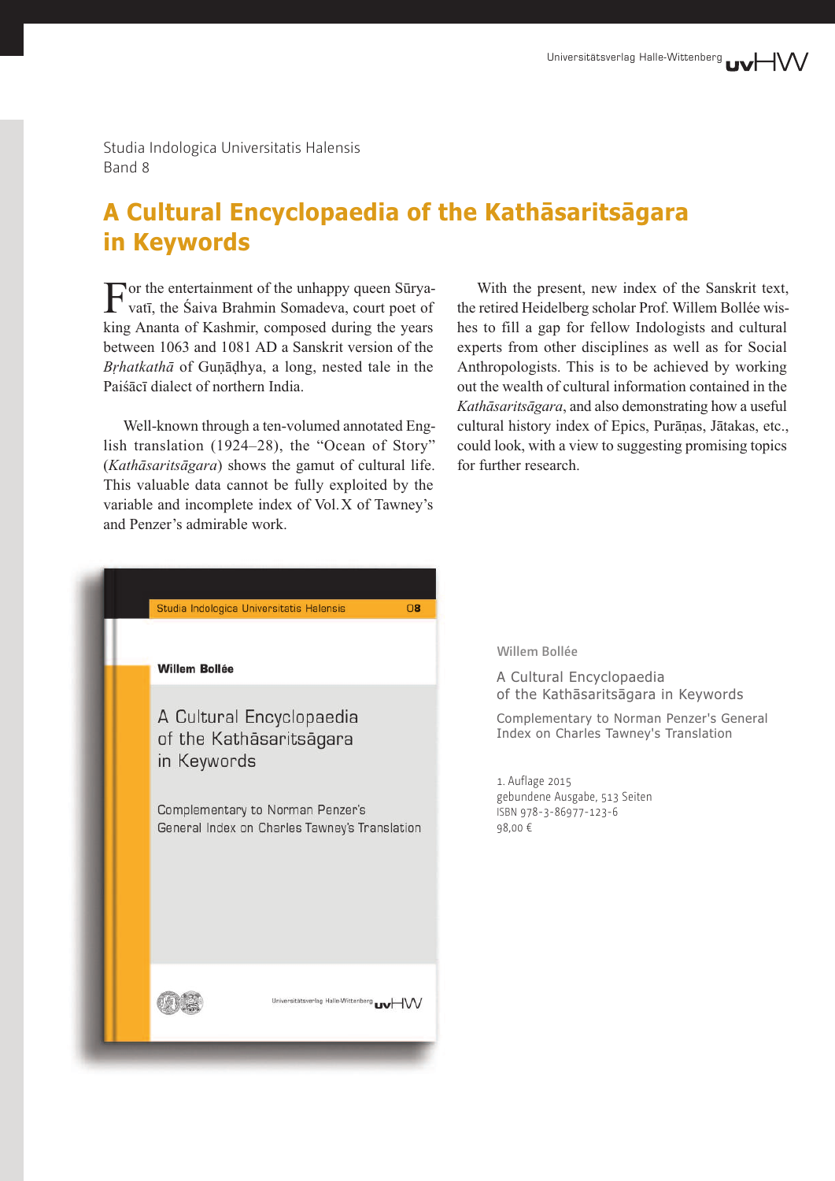Studia Indologica Universitatis Halensis
Band 8

# A Cultural Encyclopaedia of the Kathāsaritsāgara in Keywords

For the entertainment of the unhappy queen Sūryavatī, the Śaiva Brahmin Somadeva, court poet of king Ananta of Kashmir, composed during the years between 1063 and 1081 AD a Sanskrit version of the *Bṛhatkathā* of Guṇāḍhya, a long, nested tale in the Paiśācī dialect of northern India.

Well-known through a ten-volumed annotated English translation (1924–28), the "Ocean of Story" (*Kathāsaritsāgara*) shows the gamut of cultural life. This valuable data cannot be fully exploited by the variable and incomplete index of Vol. X of Tawney's and Penzer's admirable work.

With the present, new index of the Sanskrit text, the retired Heidelberg scholar Prof. Willem Bollée wishes to fill a gap for fellow Indologists and cultural experts from other disciplines as well as for Social Anthropologists. This is to be achieved by working out the wealth of cultural information contained in the *Kathāsaritsāgara*, and also demonstrating how a useful cultural history index of Epics, Purāṇas, Jātakas, etc., could look, with a view to suggesting promising topics for further research.

Willem Bollée

A Cultural Encyclopaedia of the Kathāsaritsāgara in Keywords

Complementary to Norman Penzer's General Index on Charles Tawney's Translation

1. Auflage 2015
gebundene Ausgabe, 513 Seiten
ISBN 978-3-86977-123-6
98,00 €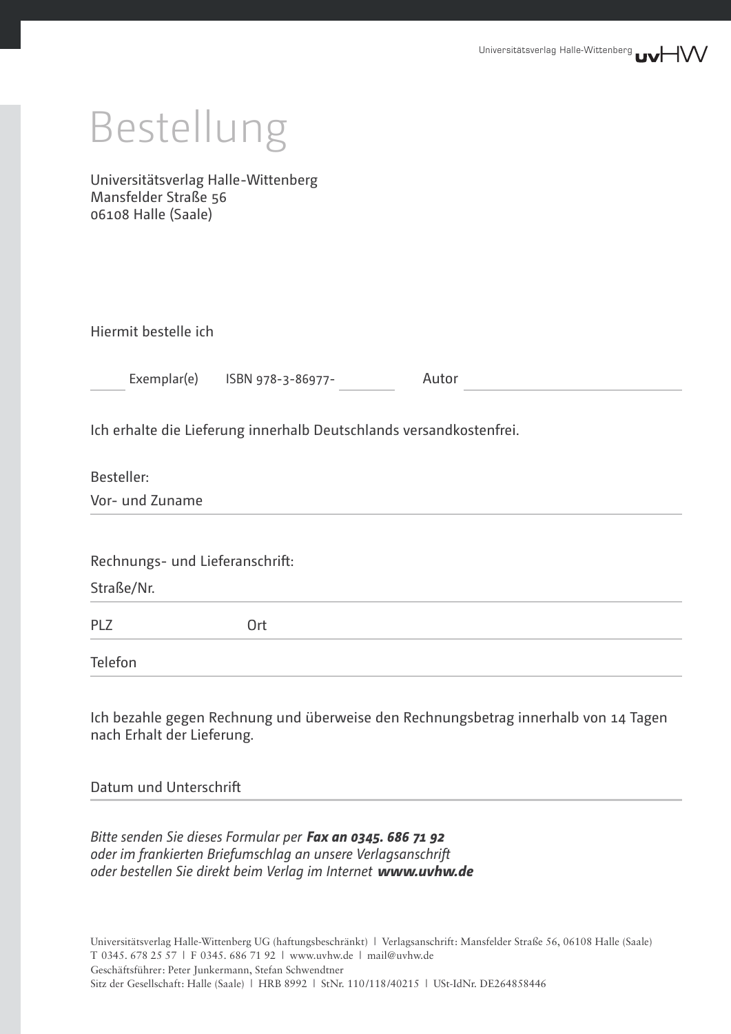# Bestellung

Universitätsverlag Halle-Wittenberg
Mansfelder Straße 56
06108 Halle (Saale)

Hiermit bestelle ich

_____ Exemplar(e) ISBN 978-3-86977- ________ Autor ______________________________

Ich erhalte die Lieferung innerhalb Deutschlands versandkostenfrei.

Besteller:

Vor- und Zuname

Rechnungs- und Lieferanschrift:

Straße/Nr.

PLZ Ort

Telefon

Ich bezahle gegen Rechnung und überweise den Rechnungsbetrag innerhalb von 14 Tagen nach Erhalt der Lieferung.

Datum und Unterschrift

*Bitte senden Sie dieses Formular per* ***Fax an 0345. 686 71 92***
*oder im frankierten Briefumschlag an unsere Verlagsanschrift*
*oder bestellen Sie direkt beim Verlag im Internet* ***www.uvhw.de***

Universitätsverlag Halle-Wittenberg UG (haftungsbeschränkt) | Verlagsanschrift: Mansfelder Straße 56, 06108 Halle (Saale)
T 0345. 678 25 57 | F 0345. 686 71 92 | www.uvhw.de | mail@uvhw.de
Geschäftsführer: Peter Junkermann, Stefan Schwendtner
Sitz der Gesellschaft: Halle (Saale) | HRB 8992 | StNr. 110/118/40215 | USt-IdNr. DE264858446